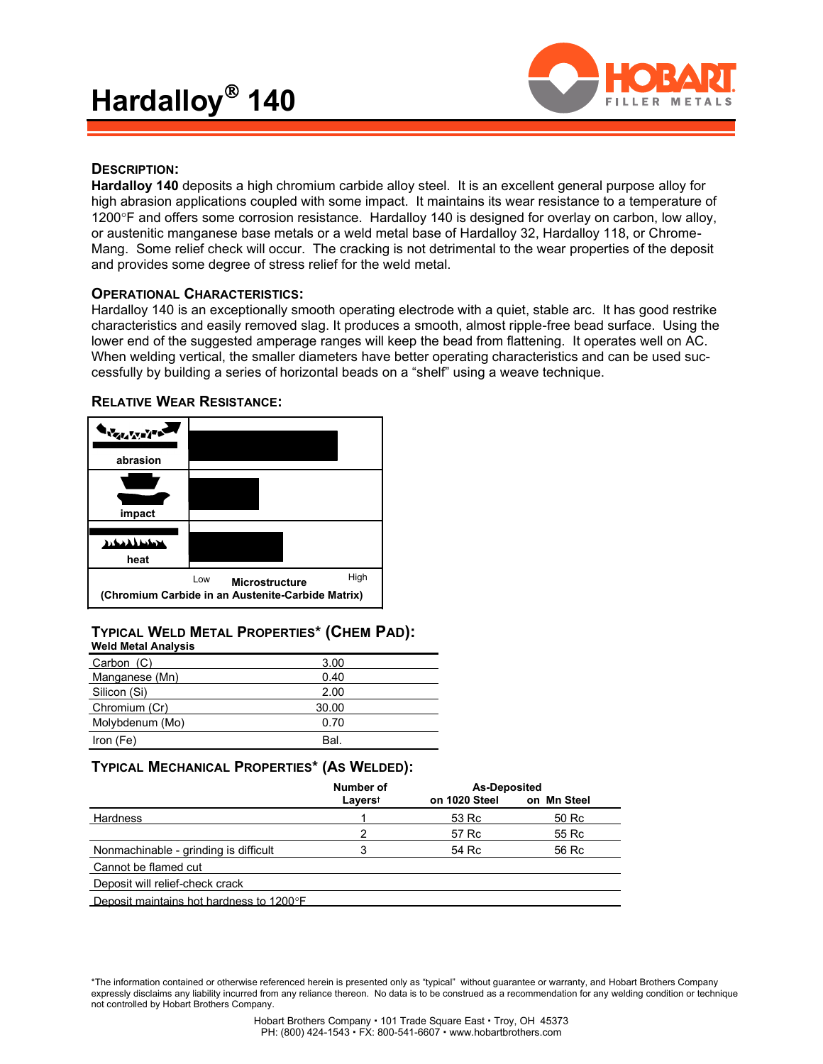# Hardalloy® 140

## DESCRIPTION:

**Hardalloy 140** deposits a high chromium carbide alloy steel. It is an excellent general purpose alloy for high abrasion applications coupled with some impact. It maintains its wear resistance to a temperature of 1200°F and offers some corrosion resistance. Hardalloy 140 is designed for overlay on carbon, low alloy, or austenitic manganese base metals or a weld metal base of Hardalloy 32, Hardalloy 118, or Chrome-Mang. Some relief check will occur. The cracking is not detrimental to the wear properties of the deposit and provides some degree of stress relief for the weld metal.

## OPERATIONAL CHARACTERISTICS:

Hardalloy 140 is an exceptionally smooth operating electrode with a quiet, stable arc. It has good restrike characteristics and easily removed slag. It produces a smooth, almost ripple-free bead surface. Using the lower end of the suggested amperage ranges will keep the bead from flattening. It operates well on AC. When welding vertical, the smaller diameters have better operating characteristics and can be used successfully by building a series of horizontal beads on a "shelf" using a weave technique.

## RELATIVE WEAR RESISTANCE:

abrasion

impact

heat

Low Microstructure High

(Chromium Carbide in an Austenite-Carbide Matrix)

## TYPICAL WELD METAL PROPERTIES* (CHEM PAD):

**Weld Metal Analysis**

| | |
|---|---|
| Carbon (C) | 3.00 |
| Manganese (Mn) | 0.40 |
| Silicon (Si) | 2.00 |
| Chromium (Cr) | 30.00 |
| Molybdenum (Mo) | 0.70 |
| Iron (Fe) | Bal. |

## TYPICAL MECHANICAL PROPERTIES* (AS WELDED):

| | Number of Layers† | As-Deposited on 1020 Steel | on Mn Steel |
|---|---|---|---|
| Hardness | 1 | 53 Rc | 50 Rc |
| | 2 | 57 Rc | 55 Rc |
| Nonmachinable - grinding is difficult | 3 | 54 Rc | 56 Rc |
| Cannot be flamed cut | | | |
| Deposit will relief-check crack | | | |
| Deposit maintains hot hardness to 1200°F | | | |

*The information contained or otherwise referenced herein is presented only as "typical" without guarantee or warranty, and Hobart Brothers Company expressly disclaims any liability incurred from any reliance thereon. No data is to be construed as a recommendation for any welding condition or technique not controlled by Hobart Brothers Company.

Hobart Brothers Company • 101 Trade Square East • Troy, OH 45373
PH: (800) 424-1543 • FX: 800-541-6607 • www.hobartbrothers.com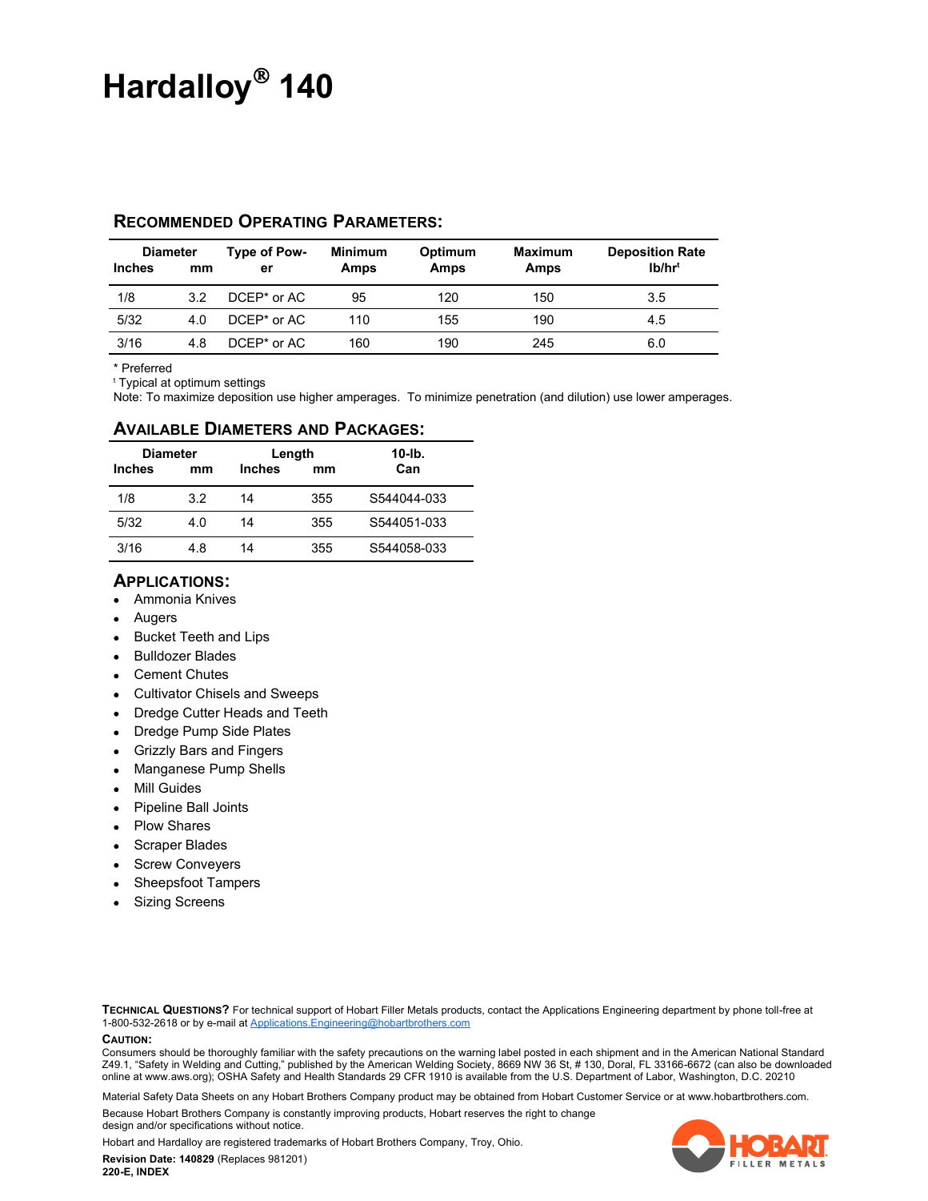# Hardalloy® 140

## Recommended Operating Parameters:

| Diameter Inches | mm | Type of Power | Minimum Amps | Optimum Amps | Maximum Amps | Deposition Rate lb/hr[t] |
|---|---|---|---|---|---|---|
| 1/8 | 3.2 | DCEP* or AC | 95 | 120 | 150 | 3.5 |
| 5/32 | 4.0 | DCEP* or AC | 110 | 155 | 190 | 4.5 |
| 3/16 | 4.8 | DCEP* or AC | 160 | 190 | 245 | 6.0 |

\* Preferred

[t] Typical at optimum settings

Note: To maximize deposition use higher amperages. To minimize penetration (and dilution) use lower amperages.

## Available Diameters and Packages:

| Diameter Inches | mm | Length Inches | mm | 10-lb. Can |
|---|---|---|---|---|
| 1/8 | 3.2 | 14 | 355 | S544044-033 |
| 5/32 | 4.0 | 14 | 355 | S544051-033 |
| 3/16 | 4.8 | 14 | 355 | S544058-033 |

## Applications:

- Ammonia Knives
- Augers
- Bucket Teeth and Lips
- Bulldozer Blades
- Cement Chutes
- Cultivator Chisels and Sweeps
- Dredge Cutter Heads and Teeth
- Dredge Pump Side Plates
- Grizzly Bars and Fingers
- Manganese Pump Shells
- Mill Guides
- Pipeline Ball Joints
- Plow Shares
- Scraper Blades
- Screw Conveyers
- Sheepsfoot Tampers
- Sizing Screens

**Technical Questions?** For technical support of Hobart Filler Metals products, contact the Applications Engineering department by phone toll-free at 1-800-532-2618 or by e-mail at Applications.Engineering@hobartbrothers.com

**Caution:**
Consumers should be thoroughly familiar with the safety precautions on the warning label posted in each shipment and in the American National Standard Z49.1, "Safety in Welding and Cutting," published by the American Welding Society, 8669 NW 36 St, # 130, Doral, FL 33166-6672 (can also be downloaded online at www.aws.org); OSHA Safety and Health Standards 29 CFR 1910 is available from the U.S. Department of Labor, Washington, D.C. 20210

Material Safety Data Sheets on any Hobart Brothers Company product may be obtained from Hobart Customer Service or at www.hobartbrothers.com.

Because Hobart Brothers Company is constantly improving products, Hobart reserves the right to change design and/or specifications without notice.

Hobart and Hardalloy are registered trademarks of Hobart Brothers Company, Troy, Ohio.

**Revision Date: 140829** (Replaces 981201)
**220-E, INDEX**

HOBART FILLER METALS